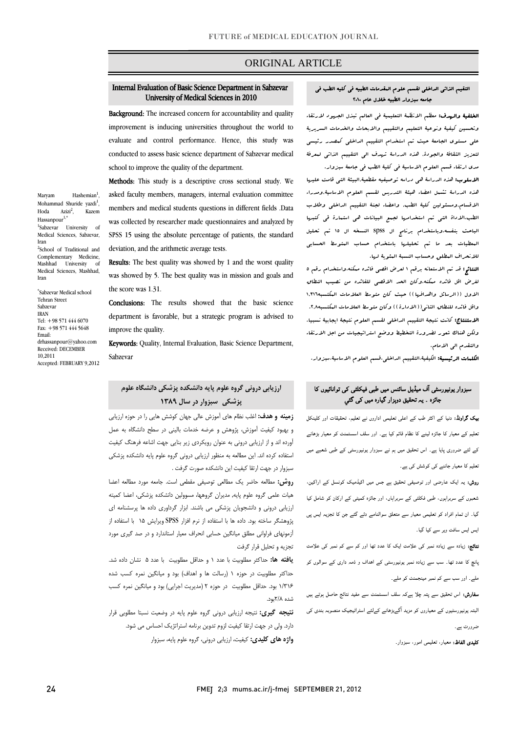ORIGINAL ARTICLE

## Internal Evaluation of Basic Science Department in Sabzevar University of Medical Sciences in 2010

Maryam Hashemian[1], Mohammad Shuride yazdi[1], Hoda Azizi[2], Kazem Hassanpour[1,*]

[1]Sabzevar University of Medical Sciences, Sabzevar, Iran

[2]School of Traditional and Complementary Medicine, Mashhad University of Medical Sciences, Mashhad, Iran

*Sabzevar Medical school
Tehran Street
Sabzevar
IRAN
Tel: +98 571 444 6070
Fax: +98 571 444 5648
Email:
drhassanpour@yahoo.com
Received: DECEMBER 10,2011
Accepted: FEBRUARY 9,2012

**Background:** The increased concern for accountability and quality improvement is inducing universities throughout the world to evaluate and control performance. Hence, this study was conducted to assess basic science department of Sabzevar medical school to improve the quality of the department.

**Methods:** This study is a descriptive cross sectional study. We asked faculty members, managers, internal evaluation committee members and medical students questions in different fields .Data was collected by researcher made questionnaires and analyzed by SPSS 15 using the absolute percentage of patients, the standard deviation, and the arithmetic average tests.

**Results:** The best quality was showed by 1 and the worst quality was showed by 5. The best quality was in mission and goals and the score was 1.31.

**Conclusions:** The results showed that the basic science department is favorable, but a strategic program is advised to improve the quality.

**Keywords:** Quality, Internal Evaluation, Basic Science Department, Sabzevar

## التقييم الذاتی الداخلی لقسم علوم المقدمات الطبیه فی کلیه الطب فی جامعه سبزوار الطبیه خلال عام ۲۰۱۰

**الخلفية والهدف:** معظم الانظمة التعليمية في العالم تبذل الجهود لارتقاء وتحسين كيفية ونوعية التعليم والتقييم والابحاث والخدمات السريرية على مستوى الجامعة حيث تم استخدام التقييم الداخلي كمصدر رئيسي لتعزيز الثقافة والجودة. هذه الدراسة تهدف الى التقييم الذاتي لمعرفة مدى ارتقاء قسم العلوم الاساسية في كلية الطب في جامعة سبزوار.

**الأسلوب:** هذه الدراسة هي دراسه توصيفيه مقطعية.البيئة التي قامت عليها هذه الدراسة تشمل اعضاء هيئة التدريس لقسم العلوم الاساسية،ومدراء الاقسام،ومسئولين كلية الطب، واعضاء لجنة التقييم الداخلي وطلاب الطب.الاداة التي تم استخدامها لجمع البيانات هي استمارة قد كتبها الباحث بنفسه،وباستخدام برنامج ال spss النسخه ال ۱۵ تم تحليل المعطيات بعد ما تم تحليلها باستخدام حساب المتوسط الحسابي للانحراف المطلق وحساب النسبة المئوية لها.

**النتائج:** قد تم الاستعانه برقم ۱ لعرض اقصى فائده ممكنه،واستخدام رقم ۵ لعرض اقل فائده ممكنه.وكان الحد الاقصى للفائده من نصيب النطاق الاول ((الرسائل والاهداف)) حيث كان متوسط العلامات المكتسبه۱،۳۱۶ واقل فائده للنطاق الثاني((الاداره)) وكان متوسط العلامات المكتسبه۲،۸.

**الاستنتاج:** كانت نتيجة التقييم الداخلي لقسم العلوم نتيجة ايجابية نسبيا، ولكن هناك شعور لضرورة التخطيط ووضع استراتيجيات من اجل الارتقاء والتقدم الى الامام.

**الكلمات الرئيسية:** الكيفية،التقييم الداخلي،قسم العلوم الاساسية،سبزوار.

## سبزوار یونیورسٹی آف میڈیکل سائنس میں طبی فیکلٹی کی توانائیوں کا جائزہ ۔ یہ تحقیق دوہزار گیارہ میں کی گئي

**بیک گراونڈ:** دنیا کے اکثر طب کے اعلی تعلیمی اداروں نے تعلیم، تحقیقات اور کلینکل تعلیم کے معیار کا جائزہ لینے کا نظام قائم کیا ہے۔ اور سلف اسسمنٹ کو معیار بڑھانے کے لئے ضروری پایا ہے۔ اس تحقیق میں ہم نے سبزوار یونیورسٹی کے طبی شعبے میں تعلیم کا معیار جاننے کی کوشش کی ہے۔

**روش:** یہ ایک عارضی اور توصیفی تحقیق ہے جس میں اکیڈمیک کونسل کے اراکین، شعبوں کے سربراہوں، طبی فکلٹی کے سربراہان، اور جائزہ کمیٹی کے ارکان کو شامل کیا گيا۔ ان تمام افراد کو تعلیمی معیار سے متعلق سوالنامے دئے گئے جن کا تجزیہ ایس پی ایس ایس سافٹ ویر سے کیا گيا۔

**نتائج:** زیادہ سے زیادہ نمبر کی علامت ایک کا عدد تھا اور کم سے کم نمبر کی علامت پانچ کا عدد تھا۔ سب سے زیادہ نمبر یونیورسٹی کے اہداف و ذمہ داری کے سوالوں کو ملے۔ اور سب سے کم نمبر مینجمنٹ کو ملے۔

**سفارش:** اس تحقیق سے پتہ چلا ہےکہ سلف اسسمنٹ سے مفید نتائج حاصل ہوتے ہیں البتہ یونیورسٹیوں کے معیاروں کو مزید آگےبڑھانے کےلئے اسٹراتیجیک منصوبہ بندی کی ضرورت ہے۔

**کلیدی الفاظ:** معیار، تعلیمی امور، سبزوار۔

## ارزیابی درونی گروه علوم پایه دانشکده پزشکی دانشگاه علوم پزشکی سبزوار در سال ۱۳۸۹

**زمینه و هدف:** اغلب نظام های آموزش عالی جهان کوشش هایی را در حوزه ارزیابی و بهبود کیفیت آموزش، پژوهش و عرضه خدمات بالینی در سطح دانشگاه به عمل آورده اند و از ارزیابی درونی به عنوان رویکردی زیر بنایی جهت اشاعه فرهنگ کیفیت استفاده کرده اند. این مطالعه به منظور ارزیابی درونی گروه علوم پایه دانشکده پزشکی سبزوار در جهت ارتقا کیفیت این دانشکده صورت گرفت .

**روش:** مطالعه حاضر یک مطالعی توصیفی مقطعی است. جامعه مورد مطالعه اعضا هیات علمی گروه علوم پایه، مدیران گروهها، مسوولین دانشکده پزشکی، اعضا کمیته ارزیابی درونی و دانشجویان پزشکی می باشند. ابزار گردآوری داده ها پرسشنامه ای پژوهشگر ساخته بود. داده ها با استفاده از نرم افزار SPSS ویرایش ۱۵ با استفاده از آزمونهای فراوانی مطلق میانگین حسابی انحراف معیار استاندارد و در صد گیری مورد تجزیه و تحلیل قرار گرفت

**یافته ها:** حداکثر مطلوبیت با عدد ۱ و حداقل مطلوبیت با عدد ۵ نشان داده شد. حداکثر مطلوبیت در حوزه ۱ (رسالت ها و اهداف) بود و میانگین نمره کسب شده ۱/۳۱۶ بود. حداقل مطلوبیت در حوزه ۲ (مدیریت اجرایی) بود و میانگین نمره کسب شده ۲/۸بود.

**نتیجه گیری:** نتیجه ارزیابی درونی گروه علوم پایه در وضعیت نسبتا مطلوبی قرار دارد. ولی در جهت ارتقا کیفیت لزوم تدوین برنامه استراتژیک احساس می شود.

**واژه های کلیدی:** کیفیت، ارزیابی درونی، گروه علوم پایه، سبزوار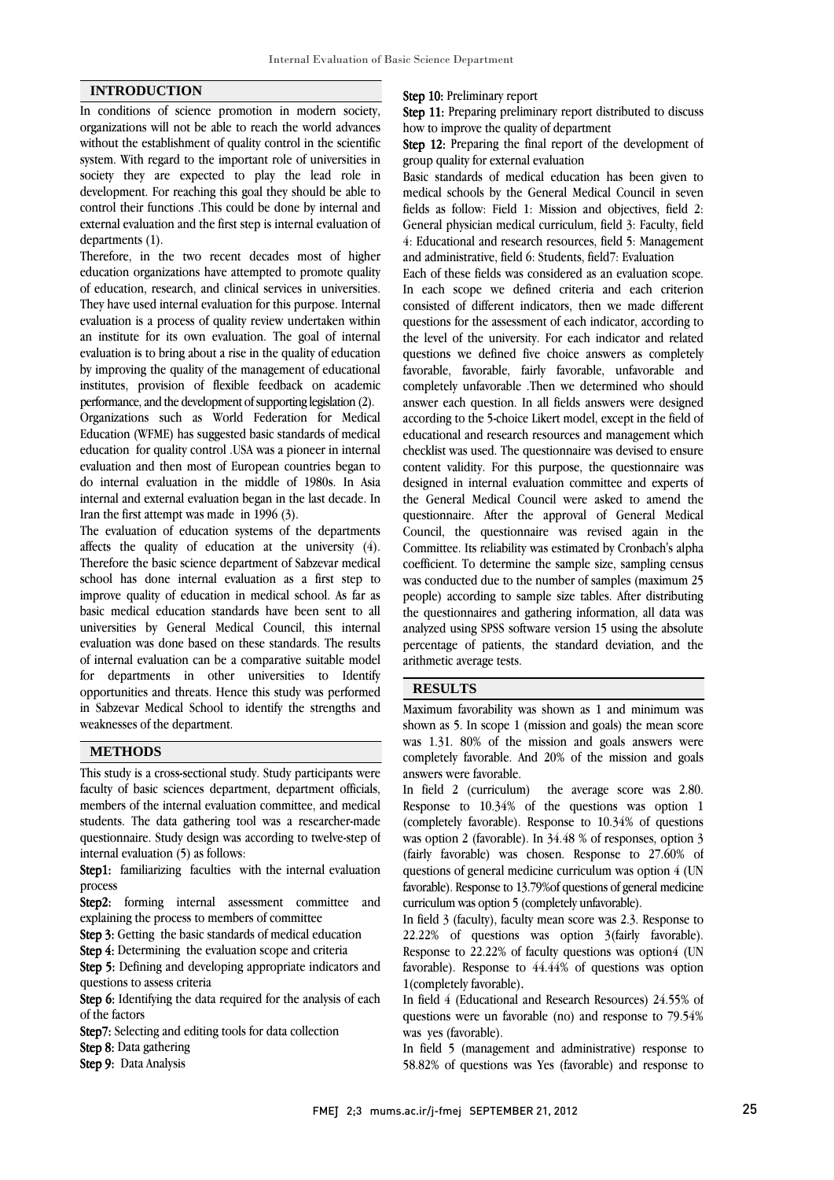## INTRODUCTION

In conditions of science promotion in modern society, organizations will not be able to reach the world advances without the establishment of quality control in the scientific system. With regard to the important role of universities in society they are expected to play the lead role in development. For reaching this goal they should be able to control their functions .This could be done by internal and external evaluation and the first step is internal evaluation of departments (1).

Therefore, in the two recent decades most of higher education organizations have attempted to promote quality of education, research, and clinical services in universities. They have used internal evaluation for this purpose. Internal evaluation is a process of quality review undertaken within an institute for its own evaluation. The goal of internal evaluation is to bring about a rise in the quality of education by improving the quality of the management of educational institutes, provision of flexible feedback on academic performance, and the development of supporting legislation (2).

Organizations such as World Federation for Medical Education (WFME) has suggested basic standards of medical education for quality control .USA was a pioneer in internal evaluation and then most of European countries began to do internal evaluation in the middle of 1980s. In Asia internal and external evaluation began in the last decade. In Iran the first attempt was made in 1996 (3).

The evaluation of education systems of the departments affects the quality of education at the university (4). Therefore the basic science department of Sabzevar medical school has done internal evaluation as a first step to improve quality of education in medical school. As far as basic medical education standards have been sent to all universities by General Medical Council, this internal evaluation was done based on these standards. The results of internal evaluation can be a comparative suitable model for departments in other universities to Identify opportunities and threats. Hence this study was performed in Sabzevar Medical School to identify the strengths and weaknesses of the department.

## METHODS

This study is a cross-sectional study. Study participants were faculty of basic sciences department, department officials, members of the internal evaluation committee, and medical students. The data gathering tool was a researcher-made questionnaire. Study design was according to twelve-step of internal evaluation (5) as follows:

**Step1:** familiarizing faculties with the internal evaluation process

**Step2:** forming internal assessment committee and explaining the process to members of committee

**Step 3:** Getting the basic standards of medical education

**Step 4:** Determining the evaluation scope and criteria

**Step 5:** Defining and developing appropriate indicators and questions to assess criteria

**Step 6:** Identifying the data required for the analysis of each of the factors

**Step7:** Selecting and editing tools for data collection

**Step 8:** Data gathering

**Step 9:** Data Analysis

**Step 10:** Preliminary report

**Step 11:** Preparing preliminary report distributed to discuss how to improve the quality of department

**Step 12:** Preparing the final report of the development of group quality for external evaluation

Basic standards of medical education has been given to medical schools by the General Medical Council in seven fields as follow: Field 1: Mission and objectives, field 2: General physician medical curriculum, field 3: Faculty, field 4: Educational and research resources, field 5: Management and administrative, field 6: Students, field7: Evaluation

Each of these fields was considered as an evaluation scope. In each scope we defined criteria and each criterion consisted of different indicators, then we made different questions for the assessment of each indicator, according to the level of the university. For each indicator and related questions we defined five choice answers as completely favorable, favorable, fairly favorable, unfavorable and completely unfavorable .Then we determined who should answer each question. In all fields answers were designed according to the 5-choice Likert model, except in the field of educational and research resources and management which checklist was used. The questionnaire was devised to ensure content validity. For this purpose, the questionnaire was designed in internal evaluation committee and experts of the General Medical Council were asked to amend the questionnaire. After the approval of General Medical Council, the questionnaire was revised again in the Committee. Its reliability was estimated by Cronbach's alpha coefficient. To determine the sample size, sampling census was conducted due to the number of samples (maximum 25 people) according to sample size tables. After distributing the questionnaires and gathering information, all data was analyzed using SPSS software version 15 using the absolute percentage of patients, the standard deviation, and the arithmetic average tests.

## RESULTS

Maximum favorability was shown as 1 and minimum was shown as 5. In scope 1 (mission and goals) the mean score was 1.31. 80% of the mission and goals answers were completely favorable. And 20% of the mission and goals answers were favorable.

In field 2 (curriculum) the average score was 2.80. Response to 10.34% of the questions was option 1 (completely favorable). Response to 10.34% of questions was option 2 (favorable). In 34.48 % of responses, option 3 (fairly favorable) was chosen. Response to 27.60% of questions of general medicine curriculum was option 4 (UN favorable). Response to 13.79%of questions of general medicine curriculum was option 5 (completely unfavorable).

In field 3 (faculty), faculty mean score was 2.3. Response to 22.22% of questions was option 3(fairly favorable). Response to 22.22% of faculty questions was option4 (UN favorable). Response to 44.44% of questions was option 1(completely favorable).

In field 4 (Educational and Research Resources) 24.55% of questions were un favorable (no) and response to 79.54% was yes (favorable).

In field 5 (management and administrative) response to 58.82% of questions was Yes (favorable) and response to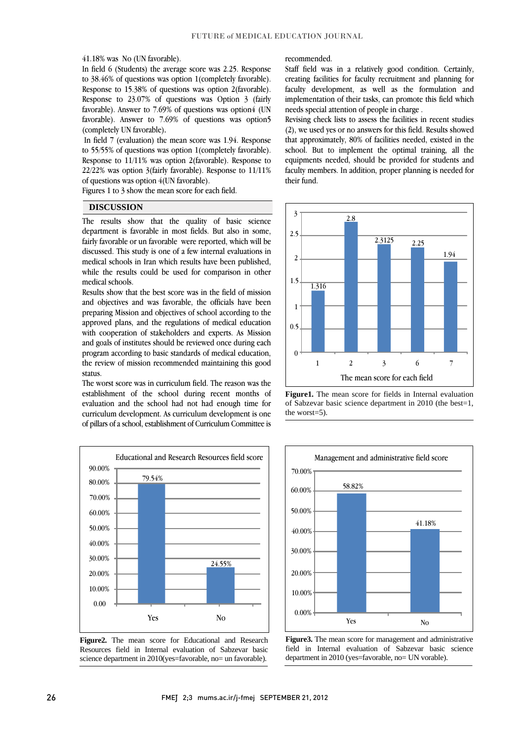41.18% was No (UN favorable).

In field 6 (Students) the average score was 2.25. Response to 38.46% of questions was option 1(completely favorable). Response to 15.38% of questions was option 2(favorable). Response to 23.07% of questions was Option 3 (fairly favorable). Answer to 7.69% of questions was option4 (UN favorable). Answer to 7.69% of questions was option5 (completely UN favorable).

In field 7 (evaluation) the mean score was 1.94. Response to 55/55% of questions was option 1(completely favorable). Response to 11/11% was option 2(favorable). Response to 22/22% was option 3(fairly favorable). Response to 11/11% of questions was option 4(UN favorable).

Figures 1 to 3 show the mean score for each field.

## DISCUSSION

The results show that the quality of basic science department is favorable in most fields. But also in some, fairly favorable or un favorable were reported, which will be discussed. This study is one of a few internal evaluations in medical schools in Iran which results have been published, while the results could be used for comparison in other medical schools.

Results show that the best score was in the field of mission and objectives and was favorable, the officials have been preparing Mission and objectives of school according to the approved plans, and the regulations of medical education with cooperation of stakeholders and experts. As Mission and goals of institutes should be reviewed once during each program according to basic standards of medical education, the review of mission recommended maintaining this good status.

The worst score was in curriculum field. The reason was the establishment of the school during recent months of evaluation and the school had not had enough time for curriculum development. As curriculum development is one of pillars of a school, establishment of Curriculum Committee is recommended.

Staff field was in a relatively good condition. Certainly, creating facilities for faculty recruitment and planning for faculty development, as well as the formulation and implementation of their tasks, can promote this field which needs special attention of people in charge .

Revising check lists to assess the facilities in recent studies (2), we used yes or no answers for this field. Results showed that approximately, 80% of facilities needed, existed in the school. But to implement the optimal training, all the equipments needed, should be provided for students and faculty members. In addition, proper planning is needed for their fund.

**Figure1.** The mean score for fields in Internal evaluation of Sabzevar basic science department in 2010 (the best=1, the worst=5).

**Figure2.** The mean score for Educational and Research Resources field in Internal evaluation of Sabzevar basic science department in 2010(yes=favorable, no= un favorable).

**Figure3.** The mean score for management and administrative field in Internal evaluation of Sabzevar basic science department in 2010 (yes=favorable, no= UN vorable).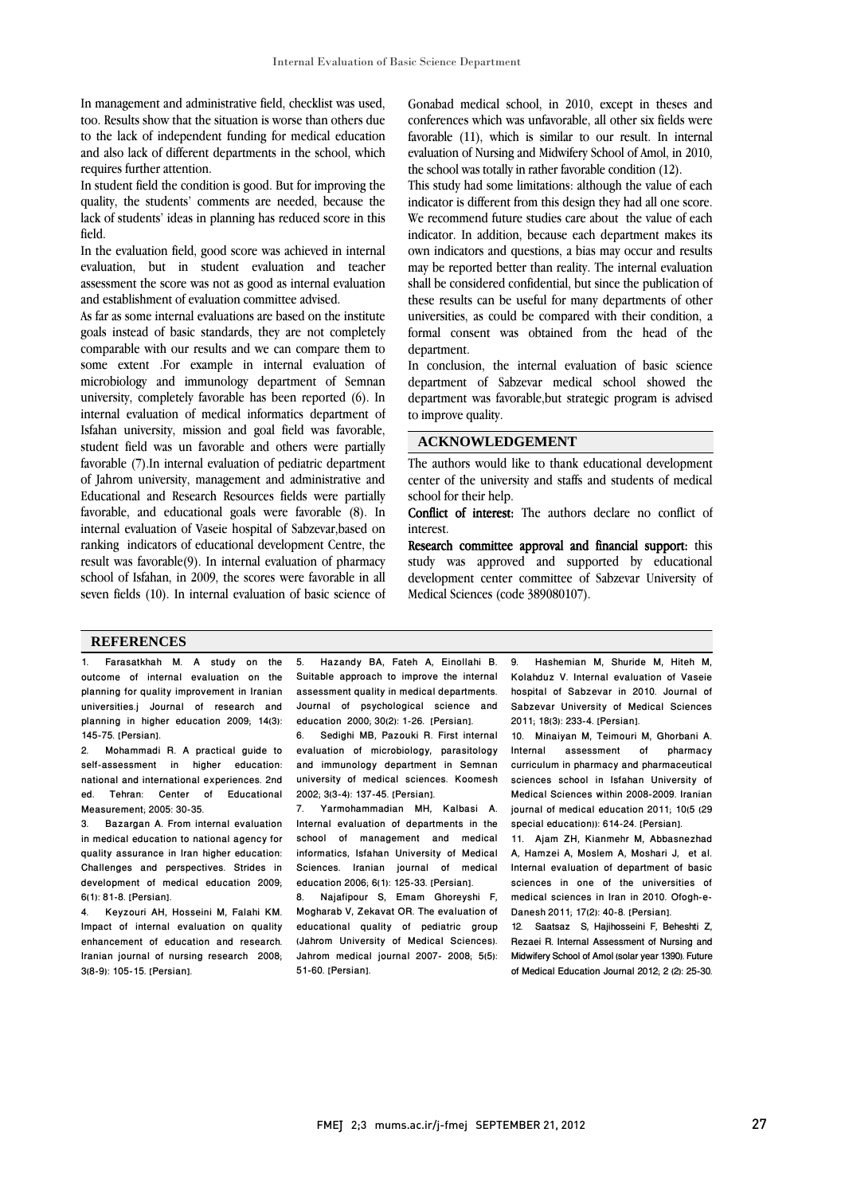In management and administrative field, checklist was used, too. Results show that the situation is worse than others due to the lack of independent funding for medical education and also lack of different departments in the school, which requires further attention.

In student field the condition is good. But for improving the quality, the students' comments are needed, because the lack of students' ideas in planning has reduced score in this field.

In the evaluation field, good score was achieved in internal evaluation, but in student evaluation and teacher assessment the score was not as good as internal evaluation and establishment of evaluation committee advised.

As far as some internal evaluations are based on the institute goals instead of basic standards, they are not completely comparable with our results and we can compare them to some extent .For example in internal evaluation of microbiology and immunology department of Semnan university, completely favorable has been reported (6). In internal evaluation of medical informatics department of Isfahan university, mission and goal field was favorable, student field was un favorable and others were partially favorable (7).In internal evaluation of pediatric department of Jahrom university, management and administrative and Educational and Research Resources fields were partially favorable, and educational goals were favorable (8). In internal evaluation of Vaseie hospital of Sabzevar,based on ranking indicators of educational development Centre, the result was favorable(9). In internal evaluation of pharmacy school of Isfahan, in 2009, the scores were favorable in all seven fields (10). In internal evaluation of basic science of Gonabad medical school, in 2010, except in theses and conferences which was unfavorable, all other six fields were favorable (11), which is similar to our result. In internal evaluation of Nursing and Midwifery School of Amol, in 2010, the school was totally in rather favorable condition (12).

This study had some limitations: although the value of each indicator is different from this design they had all one score. We recommend future studies care about the value of each indicator. In addition, because each department makes its own indicators and questions, a bias may occur and results may be reported better than reality. The internal evaluation shall be considered confidential, but since the publication of these results can be useful for many departments of other universities, as could be compared with their condition, a formal consent was obtained from the head of the department.

In conclusion, the internal evaluation of basic science department of Sabzevar medical school showed the department was favorable,but strategic program is advised to improve quality.

## ACKNOWLEDGEMENT

The authors would like to thank educational development center of the university and staffs and students of medical school for their help.

**Conflict of interest:** The authors declare no conflict of interest.

**Research committee approval and financial support:** this study was approved and supported by educational development center committee of Sabzevar University of Medical Sciences (code 389080107).

## REFERENCES

1. Farasatkhah M. A study on the outcome of internal evaluation on the planning for quality improvement in Iranian universities.j Journal of research and planning in higher education 2009; 14(3): 145-75. [Persian].
2. Mohammadi R. A practical guide to self-assessment in higher education: national and international experiences. 2nd ed. Tehran: Center of Educational Measurement; 2005: 30-35.
3. Bazargan A. From internal evaluation in medical education to national agency for quality assurance in Iran higher education: Challenges and perspectives. Strides in development of medical education 2009; 6(1): 81-8. [Persian].
4. Keyzouri AH, Hosseini M, Falahi KM. Impact of internal evaluation on quality enhancement of education and research. Iranian journal of nursing research 2008; 3(8-9): 105-15. [Persian].
5. Hazandy BA, Fateh A, Einollahi B. Suitable approach to improve the internal assessment quality in medical departments. Journal of psychological science and education 2000; 30(2): 1-26. [Persian].
6. Sedighi MB, Pazouki R. First internal evaluation of microbiology, parasitology and immunology department in Semnan university of medical sciences. Koomesh 2002; 3(3-4): 137-45. [Persian].
7. Yarmohammadian MH, Kalbasi A. Internal evaluation of departments in the school of management and medical informatics, Isfahan University of Medical Sciences. Iranian journal of medical education 2006; 6(1): 125-33. [Persian].
8. Najafipour S, Emam Ghoreyshi F, Mogharab V, Zekavat OR. The evaluation of educational quality of pediatric group (Jahrom University of Medical Sciences). Jahrom medical journal 2007- 2008; 5(5): 51-60. [Persian].
9. Hashemian M, Shuride M, Hiteh M, Kolahduz V. Internal evaluation of Vaseie hospital of Sabzevar in 2010. Journal of Sabzevar University of Medical Sciences 2011; 18(3): 233-4. [Persian].
10. Minaiyan M, Teimouri M, Ghorbani A. Internal assessment of pharmacy curriculum in pharmacy and pharmaceutical sciences school in Isfahan University of Medical Sciences within 2008-2009. Iranian journal of medical education 2011; 10(5 (29 special education)): 614-24. [Persian].
11. Ajam ZH, Kianmehr M, Abbasnezhad A, Hamzei A, Moslem A, Moshari J, et al. Internal evaluation of department of basic sciences in one of the universities of medical sciences in Iran in 2010. Ofogh-e-Danesh 2011; 17(2): 40-8. [Persian].
12. Saatsaz S, Hajihosseini F, Beheshti Z, Rezaei R. Internal Assessment of Nursing and Midwifery School of Amol (solar year 1390). Future of Medical Education Journal 2012; 2 (2): 25-30.